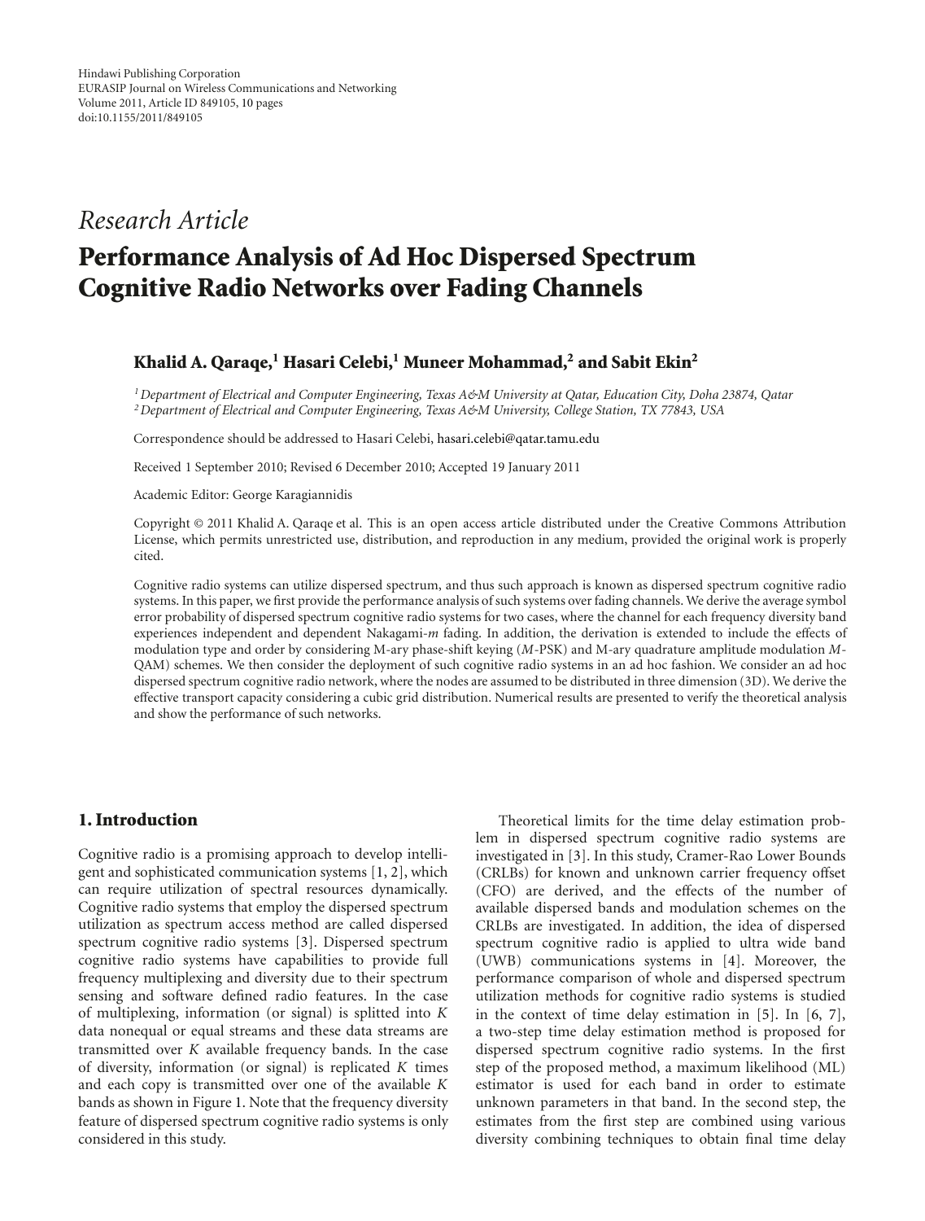Hindawi Publishing Corporation
EURASIP Journal on Wireless Communications and Networking
Volume 2011, Article ID 849105, 10 pages
doi:10.1155/2011/849105

*Research Article*

# Performance Analysis of Ad Hoc Dispersed Spectrum Cognitive Radio Networks over Fading Channels

**Khalid A. Qaraqe,[1] Hasari Celebi,[1] Muneer Mohammad,[2] and Sabit Ekin[2]**

[1] *Department of Electrical and Computer Engineering, Texas A&M University at Qatar, Education City, Doha 23874, Qatar*
[2] *Department of Electrical and Computer Engineering, Texas A&M University, College Station, TX 77843, USA*

Correspondence should be addressed to Hasari Celebi, hasari.celebi@qatar.tamu.edu

Received 1 September 2010; Revised 6 December 2010; Accepted 19 January 2011

Academic Editor: George Karagiannidis

Copyright © 2011 Khalid A. Qaraqe et al. This is an open access article distributed under the Creative Commons Attribution License, which permits unrestricted use, distribution, and reproduction in any medium, provided the original work is properly cited.

Cognitive radio systems can utilize dispersed spectrum, and thus such approach is known as dispersed spectrum cognitive radio systems. In this paper, we first provide the performance analysis of such systems over fading channels. We derive the average symbol error probability of dispersed spectrum cognitive radio systems for two cases, where the channel for each frequency diversity band experiences independent and dependent Nakagami-*m* fading. In addition, the derivation is extended to include the effects of modulation type and order by considering M-ary phase-shift keying (*M*-PSK) and M-ary quadrature amplitude modulation *M*-QAM) schemes. We then consider the deployment of such cognitive radio systems in an ad hoc fashion. We consider an ad hoc dispersed spectrum cognitive radio network, where the nodes are assumed to be distributed in three dimension (3D). We derive the effective transport capacity considering a cubic grid distribution. Numerical results are presented to verify the theoretical analysis and show the performance of such networks.

## 1. Introduction

Cognitive radio is a promising approach to develop intelligent and sophisticated communication systems [1, 2], which can require utilization of spectral resources dynamically. Cognitive radio systems that employ the dispersed spectrum utilization as spectrum access method are called dispersed spectrum cognitive radio systems [3]. Dispersed spectrum cognitive radio systems have capabilities to provide full frequency multiplexing and diversity due to their spectrum sensing and software defined radio features. In the case of multiplexing, information (or signal) is splitted into $K$ data nonequal or equal streams and these data streams are transmitted over $K$ available frequency bands. In the case of diversity, information (or signal) is replicated $K$ times and each copy is transmitted over one of the available $K$ bands as shown in Figure 1. Note that the frequency diversity feature of dispersed spectrum cognitive radio systems is only considered in this study.

Theoretical limits for the time delay estimation problem in dispersed spectrum cognitive radio systems are investigated in [3]. In this study, Cramer-Rao Lower Bounds (CRLBs) for known and unknown carrier frequency offset (CFO) are derived, and the effects of the number of available dispersed bands and modulation schemes on the CRLBs are investigated. In addition, the idea of dispersed spectrum cognitive radio is applied to ultra wide band (UWB) communications systems in [4]. Moreover, the performance comparison of whole and dispersed spectrum utilization methods for cognitive radio systems is studied in the context of time delay estimation in [5]. In [6, 7], a two-step time delay estimation method is proposed for dispersed spectrum cognitive radio systems. In the first step of the proposed method, a maximum likelihood (ML) estimator is used for each band in order to estimate unknown parameters in that band. In the second step, the estimates from the first step are combined using various diversity combining techniques to obtain final time delay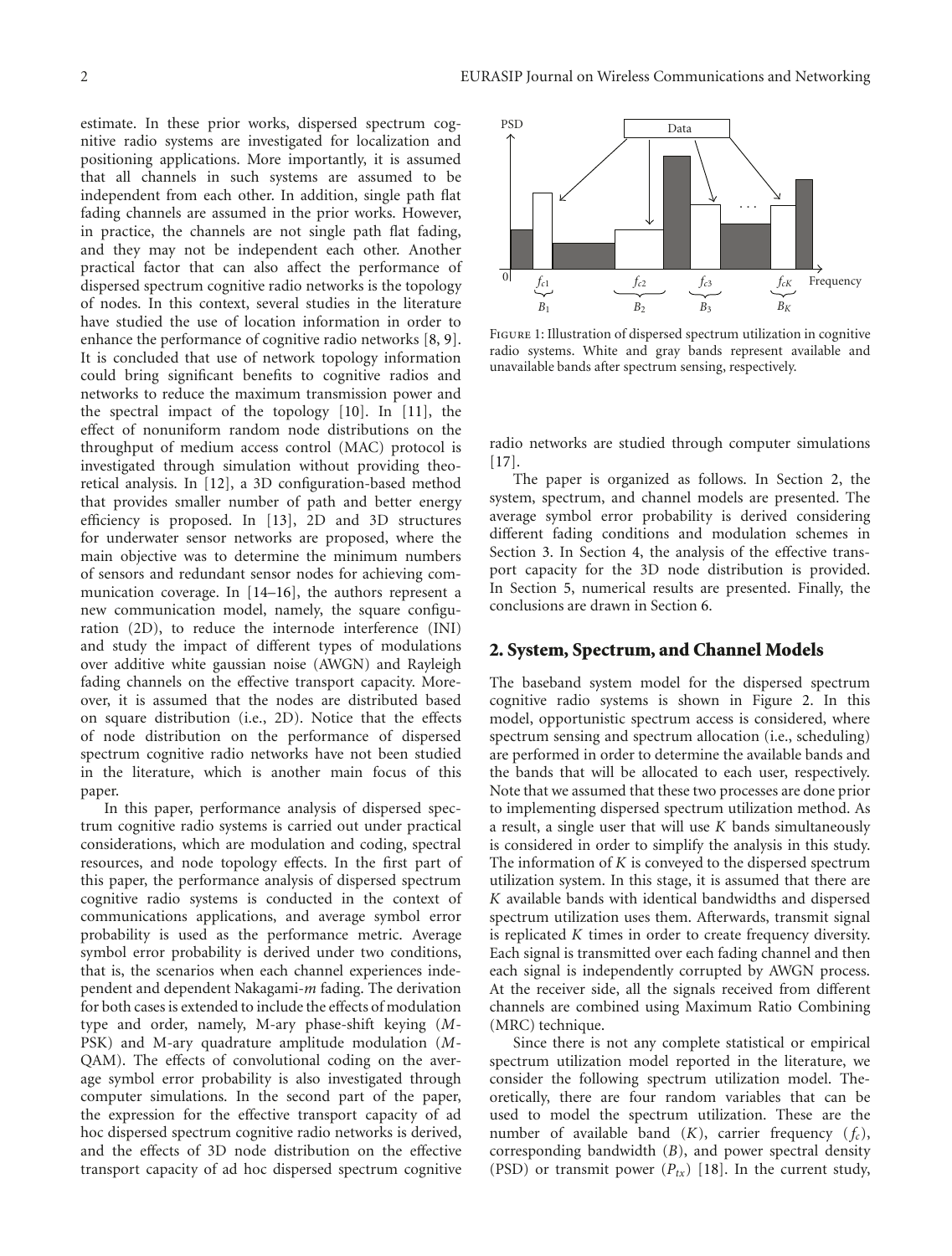estimate. In these prior works, dispersed spectrum cognitive radio systems are investigated for localization and positioning applications. More importantly, it is assumed that all channels in such systems are assumed to be independent from each other. In addition, single path flat fading channels are assumed in the prior works. However, in practice, the channels are not single path flat fading, and they may not be independent each other. Another practical factor that can also affect the performance of dispersed spectrum cognitive radio networks is the topology of nodes. In this context, several studies in the literature have studied the use of location information in order to enhance the performance of cognitive radio networks [8, 9]. It is concluded that use of network topology information could bring significant benefits to cognitive radios and networks to reduce the maximum transmission power and the spectral impact of the topology [10]. In [11], the effect of nonuniform random node distributions on the throughput of medium access control (MAC) protocol is investigated through simulation without providing theoretical analysis. In [12], a 3D configuration-based method that provides smaller number of path and better energy efficiency is proposed. In [13], 2D and 3D structures for underwater sensor networks are proposed, where the main objective was to determine the minimum numbers of sensors and redundant sensor nodes for achieving communication coverage. In [14–16], the authors represent a new communication model, namely, the square configuration (2D), to reduce the internode interference (INI) and study the impact of different types of modulations over additive white gaussian noise (AWGN) and Rayleigh fading channels on the effective transport capacity. Moreover, it is assumed that the nodes are distributed based on square distribution (i.e., 2D). Notice that the effects of node distribution on the performance of dispersed spectrum cognitive radio networks have not been studied in the literature, which is another main focus of this paper.

In this paper, performance analysis of dispersed spectrum cognitive radio systems is carried out under practical considerations, which are modulation and coding, spectral resources, and node topology effects. In the first part of this paper, the performance analysis of dispersed spectrum cognitive radio systems is conducted in the context of communications applications, and average symbol error probability is used as the performance metric. Average symbol error probability is derived under two conditions, that is, the scenarios when each channel experiences independent and dependent Nakagami-*m* fading. The derivation for both cases is extended to include the effects of modulation type and order, namely, M-ary phase-shift keying (*M*-PSK) and M-ary quadrature amplitude modulation (*M*-QAM). The effects of convolutional coding on the average symbol error probability is also investigated through computer simulations. In the second part of the paper, the expression for the effective transport capacity of ad hoc dispersed spectrum cognitive radio networks is derived, and the effects of 3D node distribution on the effective transport capacity of ad hoc dispersed spectrum cognitive radio networks are studied through computer simulations [17].

Figure 1: Illustration of dispersed spectrum utilization in cognitive radio systems. White and gray bands represent available and unavailable bands after spectrum sensing, respectively.

The paper is organized as follows. In Section 2, the system, spectrum, and channel models are presented. The average symbol error probability is derived considering different fading conditions and modulation schemes in Section 3. In Section 4, the analysis of the effective transport capacity for the 3D node distribution is provided. In Section 5, numerical results are presented. Finally, the conclusions are drawn in Section 6.

## 2. System, Spectrum, and Channel Models

The baseband system model for the dispersed spectrum cognitive radio systems is shown in Figure 2. In this model, opportunistic spectrum access is considered, where spectrum sensing and spectrum allocation (i.e., scheduling) are performed in order to determine the available bands and the bands that will be allocated to each user, respectively. Note that we assumed that these two processes are done prior to implementing dispersed spectrum utilization method. As a result, a single user that will use $K$ bands simultaneously is considered in order to simplify the analysis in this study. The information of $K$ is conveyed to the dispersed spectrum utilization system. In this stage, it is assumed that there are $K$ available bands with identical bandwidths and dispersed spectrum utilization uses them. Afterwards, transmit signal is replicated $K$ times in order to create frequency diversity. Each signal is transmitted over each fading channel and then each signal is independently corrupted by AWGN process. At the receiver side, all the signals received from different channels are combined using Maximum Ratio Combining (MRC) technique.

Since there is not any complete statistical or empirical spectrum utilization model reported in the literature, we consider the following spectrum utilization model. Theoretically, there are four random variables that can be used to model the spectrum utilization. These are the number of available band ($K$), carrier frequency ($f_c$), corresponding bandwidth ($B$), and power spectral density (PSD) or transmit power ($P_{tx}$) [18]. In the current study,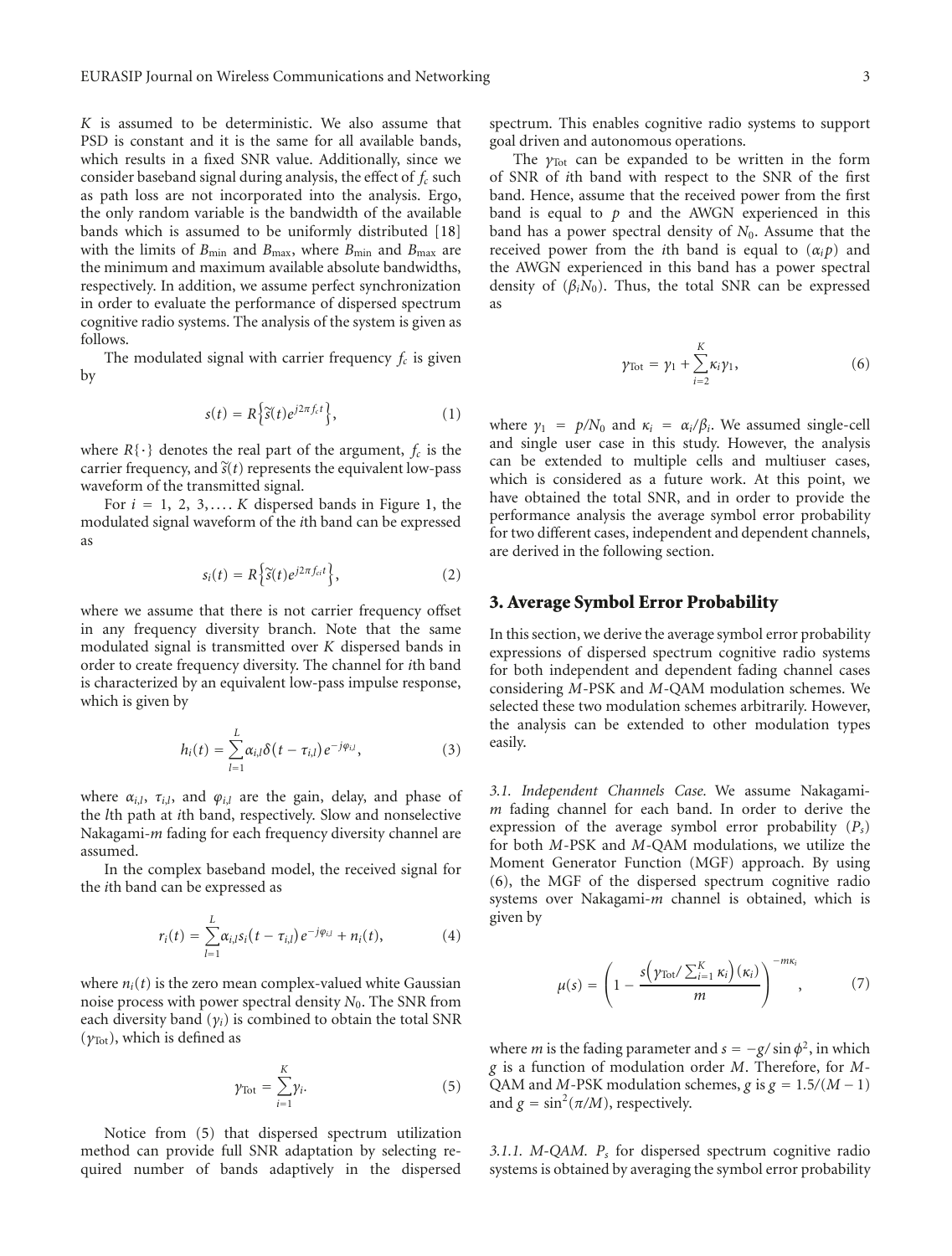$K$ is assumed to be deterministic. We also assume that PSD is constant and it is the same for all available bands, which results in a fixed SNR value. Additionally, since we consider baseband signal during analysis, the effect of $f_c$ such as path loss are not incorporated into the analysis. Ergo, the only random variable is the bandwidth of the available bands which is assumed to be uniformly distributed [18] with the limits of $B_{\min}$ and $B_{\max}$, where $B_{\min}$ and $B_{\max}$ are the minimum and maximum available absolute bandwidths, respectively. In addition, we assume perfect synchronization in order to evaluate the performance of dispersed spectrum cognitive radio systems. The analysis of the system is given as follows.

The modulated signal with carrier frequency $f_c$ is given by

$$s(t) = R\left\{\widetilde{s}(t)e^{j2\pi f_c t}\right\}, \tag{1}$$

where $R\{\cdot\}$ denotes the real part of the argument, $f_c$ is the carrier frequency, and $\widetilde{s}(t)$ represents the equivalent low-pass waveform of the transmitted signal.

For $i = 1, 2, 3, \ldots K$ dispersed bands in Figure 1, the modulated signal waveform of the $i$th band can be expressed as

$$s_i(t) = R\left\{\widetilde{s}(t)e^{j2\pi f_{ci} t}\right\}, \tag{2}$$

where we assume that there is not carrier frequency offset in any frequency diversity branch. Note that the same modulated signal is transmitted over $K$ dispersed bands in order to create frequency diversity. The channel for $i$th band is characterized by an equivalent low-pass impulse response, which is given by

$$h_i(t) = \sum_{l=1}^{L} \alpha_{i,l}\delta(t - \tau_{i,l})e^{-j\varphi_{i,l}}, \tag{3}$$

where $\alpha_{i,l}$, $\tau_{i,l}$, and $\varphi_{i,l}$ are the gain, delay, and phase of the $l$th path at $i$th band, respectively. Slow and nonselective Nakagami-$m$ fading for each frequency diversity channel are assumed.

In the complex baseband model, the received signal for the $i$th band can be expressed as

$$r_i(t) = \sum_{l=1}^{L} \alpha_{i,l} s_i(t - \tau_{i,l})e^{-j\varphi_{i,l}} + n_i(t), \tag{4}$$

where $n_i(t)$ is the zero mean complex-valued white Gaussian noise process with power spectral density $N_0$. The SNR from each diversity band ($\gamma_i$) is combined to obtain the total SNR ($\gamma_{\text{Tot}}$), which is defined as

$$\gamma_{\text{Tot}} = \sum_{i=1}^{K} \gamma_i. \tag{5}$$

Notice from (5) that dispersed spectrum utilization method can provide full SNR adaptation by selecting required number of bands adaptively in the dispersed spectrum. This enables cognitive radio systems to support goal driven and autonomous operations.

The $\gamma_{\text{Tot}}$ can be expanded to be written in the form of SNR of $i$th band with respect to the SNR of the first band. Hence, assume that the received power from the first band is equal to $p$ and the AWGN experienced in this band has a power spectral density of $N_0$. Assume that the received power from the $i$th band is equal to $(\alpha_i p)$ and the AWGN experienced in this band has a power spectral density of $(\beta_i N_0)$. Thus, the total SNR can be expressed as

$$\gamma_{\text{Tot}} = \gamma_1 + \sum_{i=2}^{K} \kappa_i \gamma_1, \tag{6}$$

where $\gamma_1 = p/N_0$ and $\kappa_i = \alpha_i/\beta_i$. We assumed single-cell and single user case in this study. However, the analysis can be extended to multiple cells and multiuser cases, which is considered as a future work. At this point, we have obtained the total SNR, and in order to provide the performance analysis the average symbol error probability for two different cases, independent and dependent channels, are derived in the following section.

## 3. Average Symbol Error Probability

In this section, we derive the average symbol error probability expressions of dispersed spectrum cognitive radio systems for both independent and dependent fading channel cases considering $M$-PSK and $M$-QAM modulation schemes. We selected these two modulation schemes arbitrarily. However, the analysis can be extended to other modulation types easily.

*3.1. Independent Channels Case.* We assume Nakagami-$m$ fading channel for each band. In order to derive the expression of the average symbol error probability ($P_s$) for both $M$-PSK and $M$-QAM modulations, we utilize the Moment Generator Function (MGF) approach. By using (6), the MGF of the dispersed spectrum cognitive radio systems over Nakagami-$m$ channel is obtained, which is given by

$$\mu(s) = \left(1 - \frac{s\left(\gamma_{\text{Tot}}/\sum_{i=1}^{K}\kappa_i\right)(\kappa_i)}{m}\right)^{-m\kappa_i}, \tag{7}$$

where $m$ is the fading parameter and $s = -g/\sin\phi^2$, in which $g$ is a function of modulation order $M$. Therefore, for $M$-QAM and $M$-PSK modulation schemes, $g$ is $g = 1.5/(M-1)$ and $g = \sin^2(\pi/M)$, respectively.

*3.1.1. M-QAM.* $P_s$ for dispersed spectrum cognitive radio systems is obtained by averaging the symbol error probability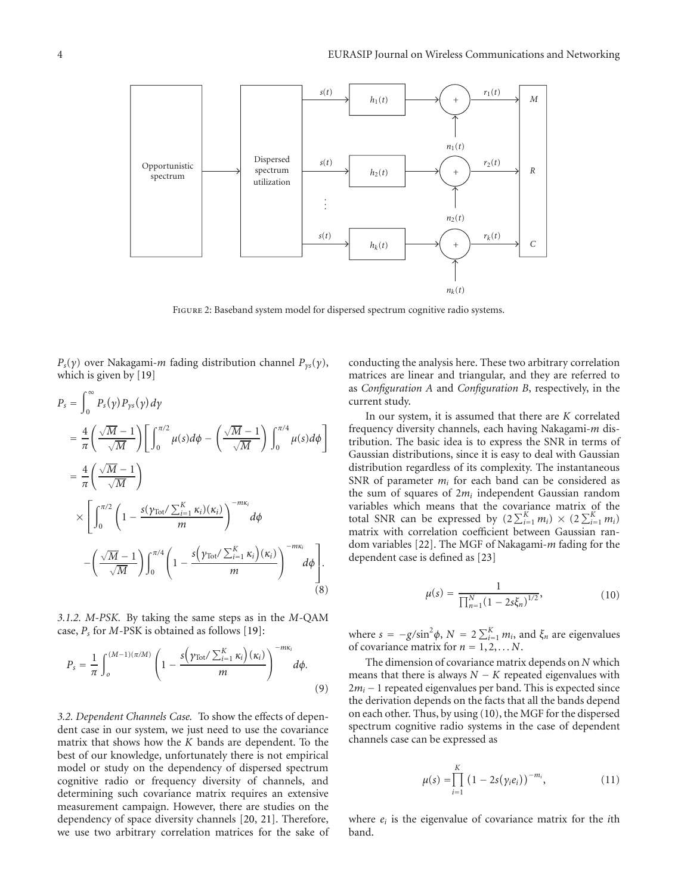FIGURE 2: Baseband system model for dispersed spectrum cognitive radio systems.

$P_s(\gamma)$ over Nakagami-$m$ fading distribution channel $P_{\gamma s}(\gamma)$, which is given by [19]

$$
\begin{aligned}
P_s &= \int_0^\infty P_s(\gamma) P_{\gamma s}(\gamma) d\gamma \\
&= \frac{4}{\pi}\left(\frac{\sqrt{M}-1}{\sqrt{M}}\right)\left[\int_0^{\pi/2} \mu(s) d\phi - \left(\frac{\sqrt{M}-1}{\sqrt{M}}\right)\int_0^{\pi/4} \mu(s) d\phi\right] \\
&= \frac{4}{\pi}\left(\frac{\sqrt{M}-1}{\sqrt{M}}\right) \\
&\quad \times \left[\int_0^{\pi/2}\left(1 - \frac{s(\gamma_{\text{Tot}}/\sum_{i=1}^{K}\kappa_i)(\kappa_i)}{m}\right)^{-m\kappa_i} d\phi \right. \\
&\quad \left. -\left(\frac{\sqrt{M}-1}{\sqrt{M}}\right)\int_0^{\pi/4}\left(1 - \frac{s\left(\gamma_{\text{Tot}}/\sum_{i=1}^{K}\kappa_i\right)(\kappa_i)}{m}\right)^{-m\kappa_i} d\phi\right].
\end{aligned}
\tag{8}
$$

*3.1.2. M-PSK.* By taking the same steps as in the $M$-QAM case, $P_s$ for $M$-PSK is obtained as follows [19]:

$$
P_s = \frac{1}{\pi}\int_o^{(M-1)(\pi/M)}\left(1 - \frac{s\left(\gamma_{\text{Tot}}/\sum_{i=1}^{K}\kappa_i\right)(\kappa_i)}{m}\right)^{-m\kappa_i} d\phi. \tag{9}
$$

*3.2. Dependent Channels Case.* To show the effects of dependent case in our system, we just need to use the covariance matrix that shows how the $K$ bands are dependent. To the best of our knowledge, unfortunately there is not empirical model or study on the dependency of dispersed spectrum cognitive radio or frequency diversity of channels, and determining such covariance matrix requires an extensive measurement campaign. However, there are studies on the dependency of space diversity channels [20, 21]. Therefore, we use two arbitrary correlation matrices for the sake of conducting the analysis here. These two arbitrary correlation matrices are linear and triangular, and they are referred to as *Configuration A* and *Configuration B*, respectively, in the current study.

In our system, it is assumed that there are $K$ correlated frequency diversity channels, each having Nakagami-$m$ distribution. The basic idea is to express the SNR in terms of Gaussian distributions, since it is easy to deal with Gaussian distribution regardless of its complexity. The instantaneous SNR of parameter $m_i$ for each band can be considered as the sum of squares of $2m_i$ independent Gaussian random variables which means that the covariance matrix of the total SNR can be expressed by $(2\sum_{i=1}^{K} m_i) \times (2\sum_{i=1}^{K} m_i)$ matrix with correlation coefficient between Gaussian random variables [22]. The MGF of Nakagami-$m$ fading for the dependent case is defined as [23]

$$
\mu(s) = \frac{1}{\prod_{n=1}^{N}(1 - 2s\xi_n)^{1/2}}, \tag{10}
$$

where $s = -g/\sin^2\phi$, $N = 2\sum_{i=1}^{K} m_i$, and $\xi_n$ are eigenvalues of covariance matrix for $n = 1, 2, \dots N$.

The dimension of covariance matrix depends on $N$ which means that there is always $N - K$ repeated eigenvalues with $2m_i - 1$ repeated eigenvalues per band. This is expected since the derivation depends on the facts that all the bands depend on each other. Thus, by using (10), the MGF for the dispersed spectrum cognitive radio systems in the case of dependent channels case can be expressed as

$$
\mu(s) = \prod_{i=1}^{K}\left(1 - 2s(\gamma_i e_i)\right)^{-m_i}, \tag{11}
$$

where $e_i$ is the eigenvalue of covariance matrix for the $i$th band.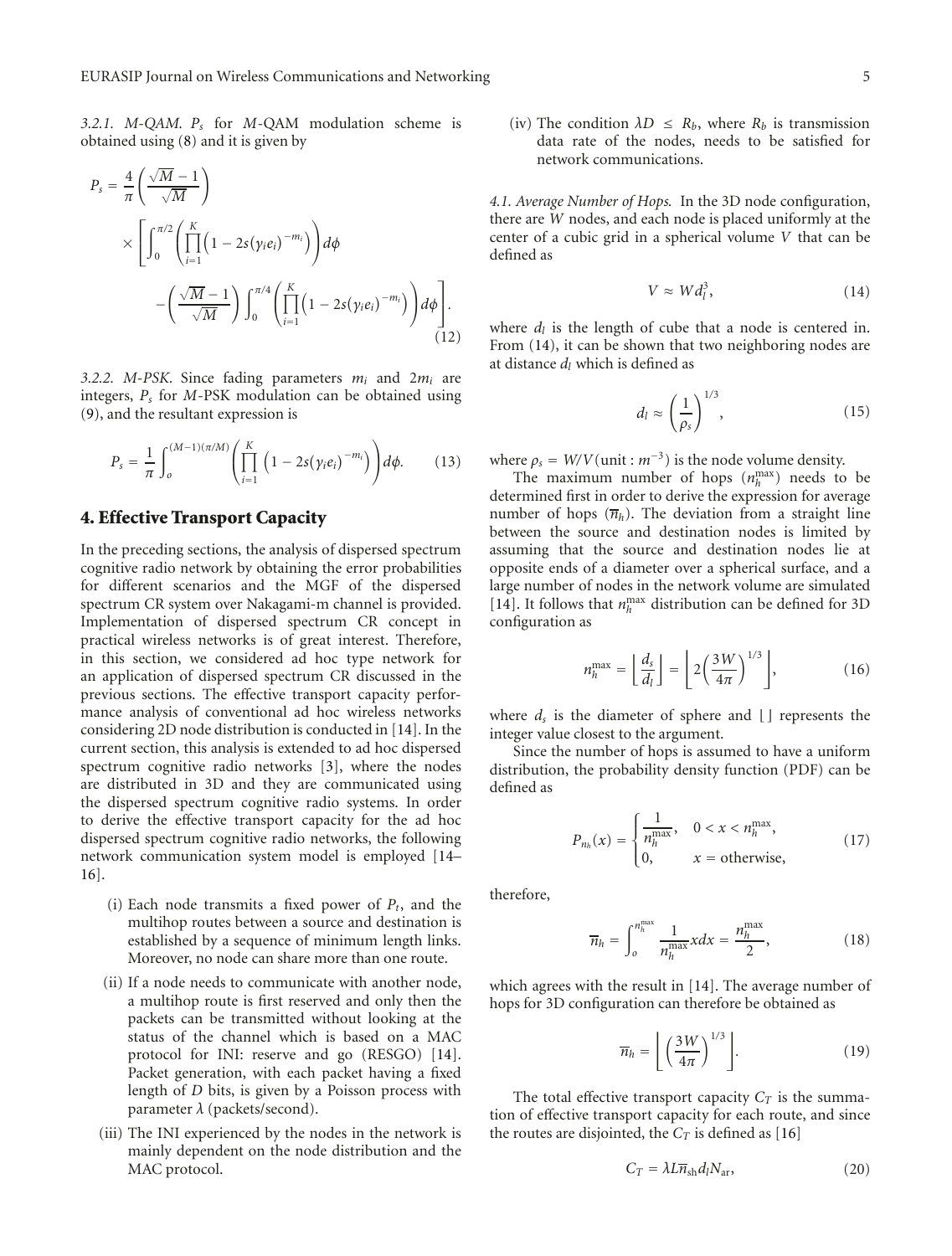*3.2.1. M-QAM.* $P_s$ for $M$-QAM modulation scheme is obtained using (8) and it is given by

$$P_s = \frac{4}{\pi}\left(\frac{\sqrt{M}-1}{\sqrt{M}}\right) \times \left[\int_0^{\pi/2}\left(\prod_{i=1}^{K}\left(1-2s(\gamma_i e_i)^{-m_i}\right)\right)d\phi - \left(\frac{\sqrt{M}-1}{\sqrt{M}}\right)\int_0^{\pi/4}\left(\prod_{i=1}^{K}\left(1-2s(\gamma_i e_i)^{-m_i}\right)\right)d\phi\right]. \tag{12}$$

*3.2.2. M-PSK.* Since fading parameters $m_i$ and $2m_i$ are integers, $P_s$ for $M$-PSK modulation can be obtained using (9), and the resultant expression is

$$P_s = \frac{1}{\pi}\int_o^{(M-1)(\pi/M)}\left(\prod_{i=1}^{K}\left(1-2s(\gamma_i e_i)^{-m_i}\right)\right)d\phi. \tag{13}$$

## 4. Effective Transport Capacity

In the preceding sections, the analysis of dispersed spectrum cognitive radio network by obtaining the error probabilities for different scenarios and the MGF of the dispersed spectrum CR system over Nakagami-m channel is provided. Implementation of dispersed spectrum CR concept in practical wireless networks is of great interest. Therefore, in this section, we considered ad hoc type network for an application of dispersed spectrum CR discussed in the previous sections. The effective transport capacity performance analysis of conventional ad hoc wireless networks considering 2D node distribution is conducted in [14]. In the current section, this analysis is extended to ad hoc dispersed spectrum cognitive radio networks [3], where the nodes are distributed in 3D and they are communicated using the dispersed spectrum cognitive radio systems. In order to derive the effective transport capacity for the ad hoc dispersed spectrum cognitive radio networks, the following network communication system model is employed [14–16].

(i) Each node transmits a fixed power of $P_t$, and the multihop routes between a source and destination is established by a sequence of minimum length links. Moreover, no node can share more than one route.

(ii) If a node needs to communicate with another node, a multihop route is first reserved and only then the packets can be transmitted without looking at the status of the channel which is based on a MAC protocol for INI: reserve and go (RESGO) [14]. Packet generation, with each packet having a fixed length of $D$ bits, is given by a Poisson process with parameter $\lambda$ (packets/second).

(iii) The INI experienced by the nodes in the network is mainly dependent on the node distribution and the MAC protocol.

(iv) The condition $\lambda D \leq R_b$, where $R_b$ is transmission data rate of the nodes, needs to be satisfied for network communications.

*4.1. Average Number of Hops.* In the 3D node configuration, there are $W$ nodes, and each node is placed uniformly at the center of a cubic grid in a spherical volume $V$ that can be defined as

$$V \approx W d_l^3, \tag{14}$$

where $d_l$ is the length of cube that a node is centered in. From (14), it can be shown that two neighboring nodes are at distance $d_l$ which is defined as

$$d_l \approx \left(\frac{1}{\rho_s}\right)^{1/3}, \tag{15}$$

where $\rho_s = W/V(\text{unit} : m^{-3})$ is the node volume density.

The maximum number of hops ($n_h^{\max}$) needs to be determined first in order to derive the expression for average number of hops ($\overline{n}_h$). The deviation from a straight line between the source and destination nodes is limited by assuming that the source and destination nodes lie at opposite ends of a diameter over a spherical surface, and a large number of nodes in the network volume are simulated [14]. It follows that $n_h^{\max}$ distribution can be defined for 3D configuration as

$$n_h^{\max} = \left\lfloor \frac{d_s}{d_l} \right\rfloor = \left\lfloor 2\left(\frac{3W}{4\pi}\right)^{1/3} \right\rfloor, \tag{16}$$

where $d_s$ is the diameter of sphere and $\lfloor\,\rfloor$ represents the integer value closest to the argument.

Since the number of hops is assumed to have a uniform distribution, the probability density function (PDF) can be defined as

$$P_{n_h}(x) = \begin{cases} \dfrac{1}{n_h^{\max}}, & 0 < x < n_h^{\max}, \\ 0, & x = \text{otherwise}, \end{cases} \tag{17}$$

therefore,

$$\overline{n}_h = \int_o^{n_h^{\max}} \frac{1}{n_h^{\max}} x\,dx = \frac{n_h^{\max}}{2}, \tag{18}$$

which agrees with the result in [14]. The average number of hops for 3D configuration can therefore be obtained as

$$\overline{n}_h = \left\lfloor \left(\frac{3W}{4\pi}\right)^{1/3} \right\rfloor. \tag{19}$$

The total effective transport capacity $C_T$ is the summation of effective transport capacity for each route, and since the routes are disjointed, the $C_T$ is defined as [16]

$$C_T = \lambda L \overline{n}_{\text{sh}} d_l N_{\text{ar}}, \tag{20}$$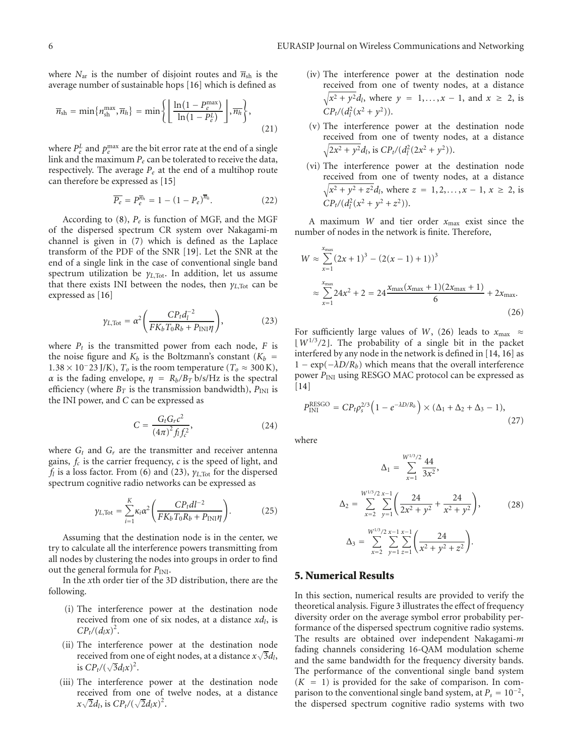where $N_{ar}$ is the number of disjoint routes and $\overline{n}_{sh}$ is the average number of sustainable hops [16] which is defined as

$$\overline{n}_{sh} = \min\{n_{sh}^{max}, \overline{n}_h\} = \min\left\{ \left\lfloor \frac{\ln(1 - P_e^{max})}{\ln(1 - P_e^L)} \right\rfloor, \overline{n}_h \right\}, \tag{21}$$

where $P_e^L$ and $p_e^{max}$ are the bit error rate at the end of a single link and the maximum $P_e$ can be tolerated to receive the data, respectively. The average $P_e$ at the end of a multihop route can therefore be expressed as [15]

$$\overline{P_e} = P_e^{\overline{n}_h} = 1 - (1 - P_e)^{\overline{n}_h}. \tag{22}$$

According to (8), $P_e$ is function of MGF, and the MGF of the dispersed spectrum CR system over Nakagami-m channel is given in (7) which is defined as the Laplace transform of the PDF of the SNR [19]. Let the SNR at the end of a single link in the case of conventional single band spectrum utilization be $\gamma_{L,\text{Tot}}$. In addition, let us assume that there exists INI between the nodes, then $\gamma_{L,\text{Tot}}$ can be expressed as [16]

$$\gamma_{L,\text{Tot}} = \alpha^2 \left( \frac{CP_t d_l^{-2}}{FK_b T_0 R_b + P_{\text{INI}}\eta} \right), \tag{23}$$

where $P_t$ is the transmitted power from each node, $F$ is the noise figure and $K_b$ is the Boltzmann's constant ($K_b = 1.38 \times 10^{-}23$ J/K), $T_o$ is the room temperature ($T_o \approx 300$ K), $\alpha$ is the fading envelope, $\eta = R_b/B_T$ b/s/Hz is the spectral efficiency (where $B_T$ is the transmission bandwidth), $P_{\text{INI}}$ is the INI power, and $C$ can be expressed as

$$C = \frac{G_t G_r c^2}{(4\pi)^2 f_l f_c^2}, \tag{24}$$

where $G_t$ and $G_r$ are the transmitter and receiver antenna gains, $f_c$ is the carrier frequency, $c$ is the speed of light, and $f_l$ is a loss factor. From (6) and (23), $\gamma_{L,\text{Tot}}$ for the dispersed spectrum cognitive radio networks can be expressed as

$$\gamma_{L,\text{Tot}} = \sum_{i=1}^{K} \kappa_i \alpha^2 \left( \frac{CP_t dl^{-2}}{FK_b T_0 R_b + P_{\text{INI}}\eta} \right). \tag{25}$$

Assuming that the destination node is in the center, we try to calculate all the interference powers transmitting from all nodes by clustering the nodes into groups in order to find out the general formula for $P_{\text{INI}}$.

In the $x$th order tier of the 3D distribution, there are the following.

(i) The interference power at the destination node received from one of six nodes, at a distance $xd_l$, is $CP_t/(d_l x)^2$.

(ii) The interference power at the destination node received from one of eight nodes, at a distance $x\sqrt{3}d_l$, is $CP_t/(\sqrt{3}d_l x)^2$.

(iii) The interference power at the destination node received from one of twelve nodes, at a distance $x\sqrt{2}d_l$, is $CP_t/(\sqrt{2}d_l x)^2$.

(iv) The interference power at the destination node received from one of twenty nodes, at a distance $\sqrt{x^2 + y^2}d_l$, where $y = 1, \ldots, x-1$, and $x \geq 2$, is $CP_t/(d_l^2(x^2 + y^2))$.

(v) The interference power at the destination node received from one of twenty nodes, at a distance $\sqrt{2x^2 + y^2}d_l$, is $CP_t/(d_l^2(2x^2 + y^2))$.

(vi) The interference power at the destination node received from one of twenty nodes, at a distance $\sqrt{x^2 + y^2 + z^2}d_l$, where $z = 1, 2, \ldots, x-1$, $x \geq 2$, is $CP_t/(d_l^2(x^2 + y^2 + z^2))$.

A maximum $W$ and tier order $x_{max}$ exist since the number of nodes in the network is finite. Therefore,

$$\begin{aligned} W &\approx \sum_{x=1}^{x_{max}} (2x+1)^3 - (2(x-1)+1))^3 \\ &\approx \sum_{x=1}^{x_{max}} 24x^2 + 2 = 24\frac{x_{max}(x_{max}+1)(2x_{max}+1)}{6} + 2x_{max}. \end{aligned} \tag{26}$$

For sufficiently large values of $W$, (26) leads to $x_{max} \approx \lfloor W^{1/3}/2 \rfloor$. The probability of a single bit in the packet interfered by any node in the network is defined in [14, 16] as $1 - \exp(-\lambda D/R_b)$ which means that the overall interference power $P_{\text{INI}}$ using RESGO MAC protocol can be expressed as [14]

$$P_{\text{INI}}^{\text{RESGO}} = CP_t \rho_s^{2/3} \left(1 - e^{-\lambda D/R_b}\right) \times (\Delta_1 + \Delta_2 + \Delta_3 - 1), \tag{27}$$

where

$$\begin{aligned} \Delta_1 &= \sum_{x=1}^{W^{1/3}/2} \frac{44}{3x^2}, \\ \Delta_2 &= \sum_{x=2}^{W^{1/3}/2} \sum_{y=1}^{x-1} \left( \frac{24}{2x^2 + y^2} + \frac{24}{x^2 + y^2} \right), \\ \Delta_3 &= \sum_{x=2}^{W^{1/3}/2} \sum_{y=1}^{x-1} \sum_{z=1}^{x-1} \left( \frac{24}{x^2 + y^2 + z^2} \right). \end{aligned} \tag{28}$$

## 5. Numerical Results

In this section, numerical results are provided to verify the theoretical analysis. Figure 3 illustrates the effect of frequency diversity order on the average symbol error probability performance of the dispersed spectrum cognitive radio systems. The results are obtained over independent Nakagami-$m$ fading channels considering 16-QAM modulation scheme and the same bandwidth for the frequency diversity bands. The performance of the conventional single band system ($K = 1$) is provided for the sake of comparison. In comparison to the conventional single band system, at $P_s = 10^{-2}$, the dispersed spectrum cognitive radio systems with two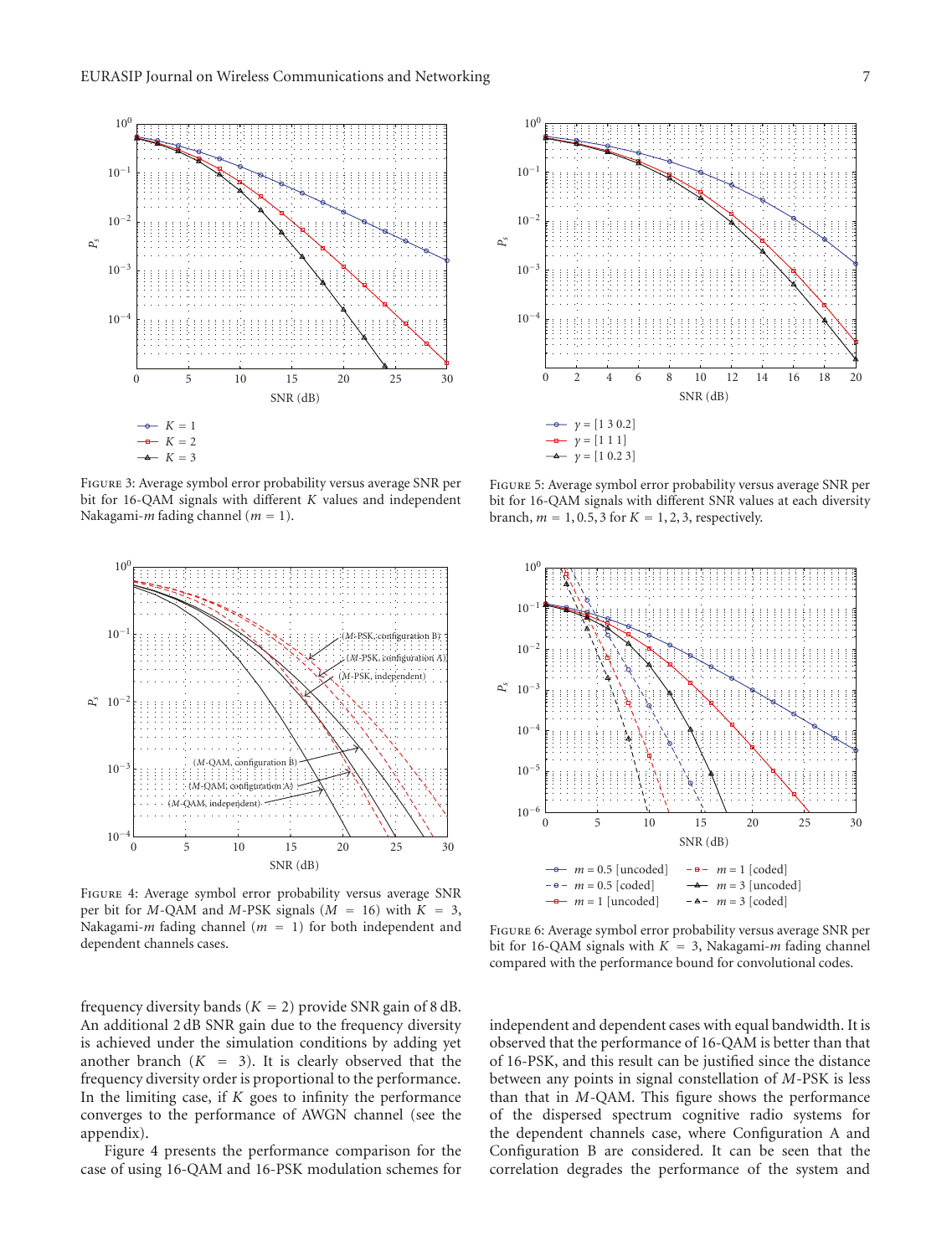Figure 3: Average symbol error probability versus average SNR per bit for 16-QAM signals with different $K$ values and independent Nakagami-$m$ fading channel ($m = 1$).

Figure 5: Average symbol error probability versus average SNR per bit for 16-QAM signals with different SNR values at each diversity branch, $m = 1, 0.5, 3$ for $K = 1, 2, 3$, respectively.

Figure 4: Average symbol error probability versus average SNR per bit for $M$-QAM and $M$-PSK signals ($M = 16$) with $K = 3$, Nakagami-$m$ fading channel ($m = 1$) for both independent and dependent channels cases.

Figure 6: Average symbol error probability versus average SNR per bit for 16-QAM signals with $K = 3$, Nakagami-$m$ fading channel compared with the performance bound for convolutional codes.

frequency diversity bands ($K = 2$) provide SNR gain of 8 dB. An additional 2 dB SNR gain due to the frequency diversity is achieved under the simulation conditions by adding yet another branch ($K = 3$). It is clearly observed that the frequency diversity order is proportional to the performance. In the limiting case, if $K$ goes to infinity the performance converges to the performance of AWGN channel (see the appendix).

Figure 4 presents the performance comparison for the case of using 16-QAM and 16-PSK modulation schemes for independent and dependent cases with equal bandwidth. It is observed that the performance of 16-QAM is better than that of 16-PSK, and this result can be justified since the distance between any points in signal constellation of $M$-PSK is less than that in $M$-QAM. This figure shows the performance of the dispersed spectrum cognitive radio systems for the dependent channels case, where Configuration A and Configuration B are considered. It can be seen that the correlation degrades the performance of the system and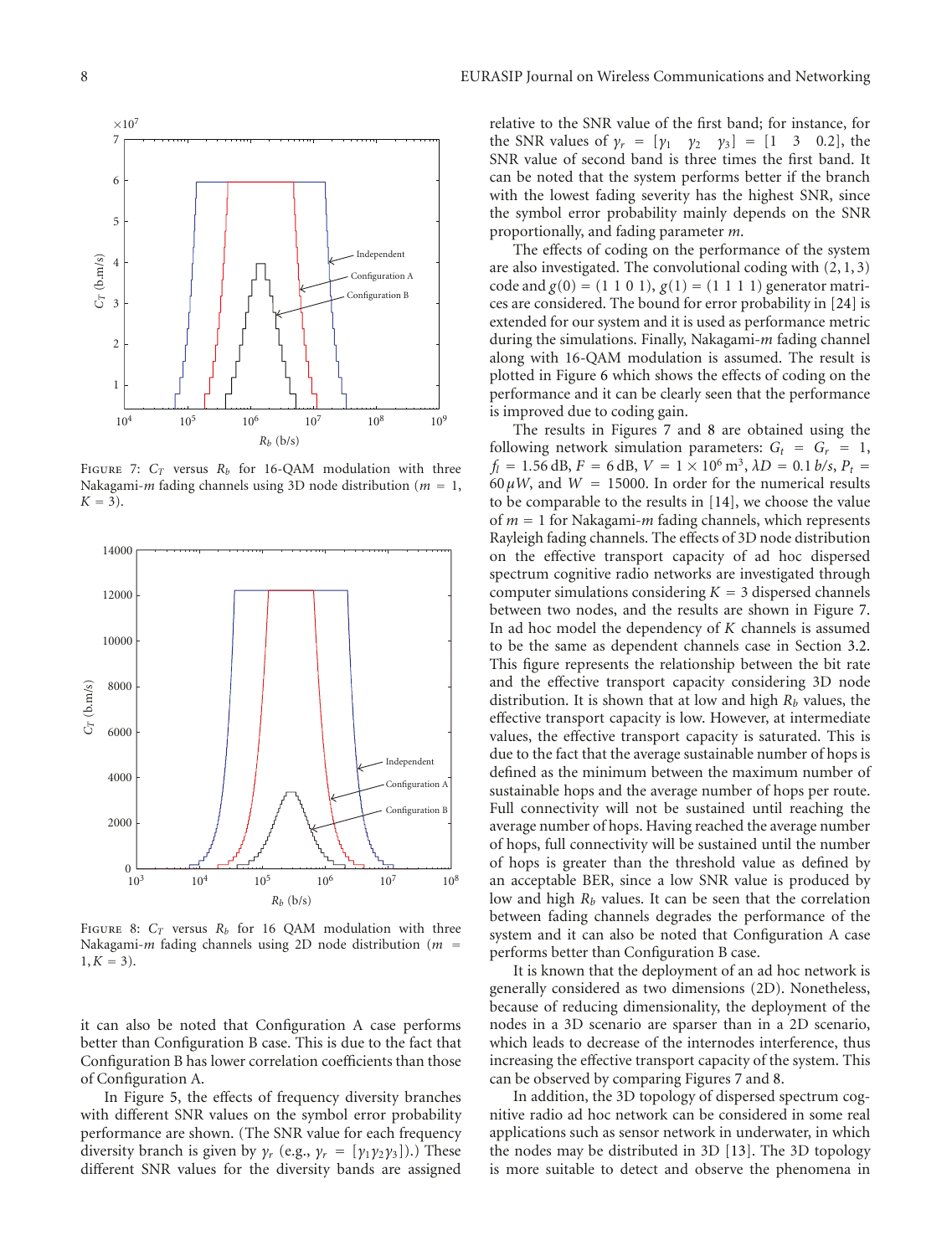Figure 7: $C_T$ versus $R_b$ for 16-QAM modulation with three Nakagami-$m$ fading channels using 3D node distribution ($m = 1$, $K = 3$).

Figure 8: $C_T$ versus $R_b$ for 16 QAM modulation with three Nakagami-$m$ fading channels using 2D node distribution ($m = 1, K = 3$).

it can also be noted that Configuration A case performs better than Configuration B case. This is due to the fact that Configuration B has lower correlation coefficients than those of Configuration A.

In Figure 5, the effects of frequency diversity branches with different SNR values on the symbol error probability performance are shown. (The SNR value for each frequency diversity branch is given by $\gamma_r$ (e.g., $\gamma_r = [\gamma_1 \gamma_2 \gamma_3]$).) These different SNR values for the diversity bands are assigned relative to the SNR value of the first band; for instance, for the SNR values of $\gamma_r = [\gamma_1 \quad \gamma_2 \quad \gamma_3] = [1 \quad 3 \quad 0.2]$, the SNR value of second band is three times the first band. It can be noted that the system performs better if the branch with the lowest fading severity has the highest SNR, since the symbol error probability mainly depends on the SNR proportionally, and fading parameter $m$.

The effects of coding on the performance of the system are also investigated. The convolutional coding with (2, 1, 3) code and $g(0) = (1\ 1\ 0\ 1)$, $g(1) = (1\ 1\ 1\ 1)$ generator matrices are considered. The bound for error probability in [24] is extended for our system and it is used as performance metric during the simulations. Finally, Nakagami-$m$ fading channel along with 16-QAM modulation is assumed. The result is plotted in Figure 6 which shows the effects of coding on the performance and it can be clearly seen that the performance is improved due to coding gain.

The results in Figures 7 and 8 are obtained using the following network simulation parameters: $G_t = G_r = 1$, $f_l = 1.56\,\text{dB}$, $F = 6\,\text{dB}$, $V = 1 \times 10^6\,\text{m}^3$, $\lambda D = 0.1\,b/s$, $P_t = 60\,\mu W$, and $W = 15000$. In order for the numerical results to be comparable to the results in [14], we choose the value of $m = 1$ for Nakagami-$m$ fading channels, which represents Rayleigh fading channels. The effects of 3D node distribution on the effective transport capacity of ad hoc dispersed spectrum cognitive radio networks are investigated through computer simulations considering $K = 3$ dispersed channels between two nodes, and the results are shown in Figure 7. In ad hoc model the dependency of $K$ channels is assumed to be the same as dependent channels case in Section 3.2. This figure represents the relationship between the bit rate and the effective transport capacity considering 3D node distribution. It is shown that at low and high $R_b$ values, the effective transport capacity is low. However, at intermediate values, the effective transport capacity is saturated. This is due to the fact that the average sustainable number of hops is defined as the minimum between the maximum number of sustainable hops and the average number of hops per route. Full connectivity will not be sustained until reaching the average number of hops. Having reached the average number of hops, full connectivity will be sustained until the number of hops is greater than the threshold value as defined by an acceptable BER, since a low SNR value is produced by low and high $R_b$ values. It can be seen that the correlation between fading channels degrades the performance of the system and it can also be noted that Configuration A case performs better than Configuration B case.

It is known that the deployment of an ad hoc network is generally considered as two dimensions (2D). Nonetheless, because of reducing dimensionality, the deployment of the nodes in a 3D scenario are sparser than in a 2D scenario, which leads to decrease of the internodes interference, thus increasing the effective transport capacity of the system. This can be observed by comparing Figures 7 and 8.

In addition, the 3D topology of dispersed spectrum cognitive radio ad hoc network can be considered in some real applications such as sensor network in underwater, in which the nodes may be distributed in 3D [13]. The 3D topology is more suitable to detect and observe the phenomena in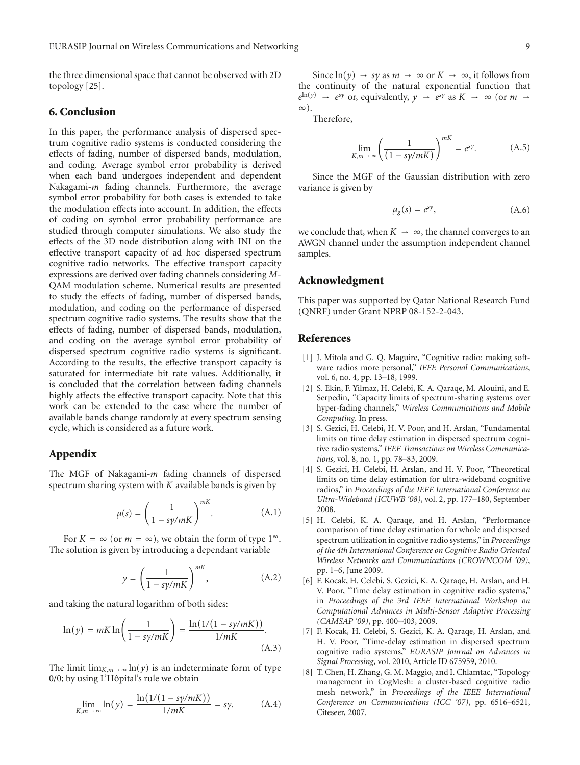the three dimensional space that cannot be observed with 2D topology [25].

## 6. Conclusion

In this paper, the performance analysis of dispersed spectrum cognitive radio systems is conducted considering the effects of fading, number of dispersed bands, modulation, and coding. Average symbol error probability is derived when each band undergoes independent and dependent Nakagami-$m$ fading channels. Furthermore, the average symbol error probability for both cases is extended to take the modulation effects into account. In addition, the effects of coding on symbol error probability performance are studied through computer simulations. We also study the effects of the 3D node distribution along with INI on the effective transport capacity of ad hoc dispersed spectrum cognitive radio networks. The effective transport capacity expressions are derived over fading channels considering $M$-QAM modulation scheme. Numerical results are presented to study the effects of fading, number of dispersed bands, modulation, and coding on the performance of dispersed spectrum cognitive radio systems. The results show that the effects of fading, number of dispersed bands, modulation, and coding on the average symbol error probability of dispersed spectrum cognitive radio systems is significant. According to the results, the effective transport capacity is saturated for intermediate bit rate values. Additionally, it is concluded that the correlation between fading channels highly affects the effective transport capacity. Note that this work can be extended to the case where the number of available bands change randomly at every spectrum sensing cycle, which is considered as a future work.

## Appendix

The MGF of Nakagami-$m$ fading channels of dispersed spectrum sharing system with $K$ available bands is given by

$$\mu(s) = \left(\frac{1}{1 - s\gamma/mK}\right)^{mK}. \tag{A.1}$$

For $K = \infty$ (or $m = \infty$), we obtain the form of type $1^{\infty}$. The solution is given by introducing a dependant variable

$$y = \left(\frac{1}{1 - s\gamma/mK}\right)^{mK}, \tag{A.2}$$

and taking the natural logarithm of both sides:

$$\ln(y) = mK \ln\left(\frac{1}{1 - s\gamma/mK}\right) = \frac{\ln(1/(1 - s\gamma/mK))}{1/mK}. \tag{A.3}$$

The limit $\lim_{K,m\to\infty} \ln(y)$ is an indeterminate form of type 0/0; by using L'Hôpital's rule we obtain

$$\lim_{K,m\to\infty} \ln(y) = \frac{\ln(1/(1 - s\gamma/mK))}{1/mK} = s\gamma. \tag{A.4}$$

Since $\ln(y) \to s\gamma$ as $m \to \infty$ or $K \to \infty$, it follows from the continuity of the natural exponential function that $e^{\ln(y)} \to e^{s\gamma}$ or, equivalently, $y \to e^{s\gamma}$ as $K \to \infty$ (or $m \to \infty$).

Therefore,

$$\lim_{K,m\to\infty} \left(\frac{1}{(1 - s\gamma/mK)}\right)^{mK} = e^{s\gamma}. \tag{A.5}$$

Since the MGF of the Gaussian distribution with zero variance is given by

$$\mu_g(s) = e^{s\gamma}, \tag{A.6}$$

we conclude that, when $K \to \infty$, the channel converges to an AWGN channel under the assumption independent channel samples.

## Acknowledgment

This paper was supported by Qatar National Research Fund (QNRF) under Grant NPRP 08-152-2-043.

## References

[1] J. Mitola and G. Q. Maguire, "Cognitive radio: making software radios more personal," *IEEE Personal Communications*, vol. 6, no. 4, pp. 13–18, 1999.

[2] S. Ekin, F. Yilmaz, H. Celebi, K. A. Qaraqe, M. Alouini, and E. Serpedin, "Capacity limits of spectrum-sharing systems over hyper-fading channels," *Wireless Communications and Mobile Computing*. In press.

[3] S. Gezici, H. Celebi, H. V. Poor, and H. Arslan, "Fundamental limits on time delay estimation in dispersed spectrum cognitive radio systems," *IEEE Transactions on Wireless Communications*, vol. 8, no. 1, pp. 78–83, 2009.

[4] S. Gezici, H. Celebi, H. Arslan, and H. V. Poor, "Theoretical limits on time delay estimation for ultra-wideband cognitive radios," in *Proceedings of the IEEE International Conference on Ultra-Wideband (ICUWB '08)*, vol. 2, pp. 177–180, September 2008.

[5] H. Celebi, K. A. Qaraqe, and H. Arslan, "Performance comparison of time delay estimation for whole and dispersed spectrum utilization in cognitive radio systems," in *Proceedings of the 4th International Conference on Cognitive Radio Oriented Wireless Networks and Communications (CROWNCOM '09)*, pp. 1–6, June 2009.

[6] F. Kocak, H. Celebi, S. Gezici, K. A. Qaraqe, H. Arslan, and H. V. Poor, "Time delay estimation in cognitive radio systems," in *Proceedings of the 3rd IEEE International Workshop on Computational Advances in Multi-Sensor Adaptive Processing (CAMSAP '09)*, pp. 400–403, 2009.

[7] F. Kocak, H. Celebi, S. Gezici, K. A. Qaraqe, H. Arslan, and H. V. Poor, "Time-delay estimation in dispersed spectrum cognitive radio systems," *EURASIP Journal on Advances in Signal Processing*, vol. 2010, Article ID 675959, 2010.

[8] T. Chen, H. Zhang, G. M. Maggio, and I. Chlamtac, "Topology management in CogMesh: a cluster-based cognitive radio mesh network," in *Proceedings of the IEEE International Conference on Communications (ICC '07)*, pp. 6516–6521, Citeseer, 2007.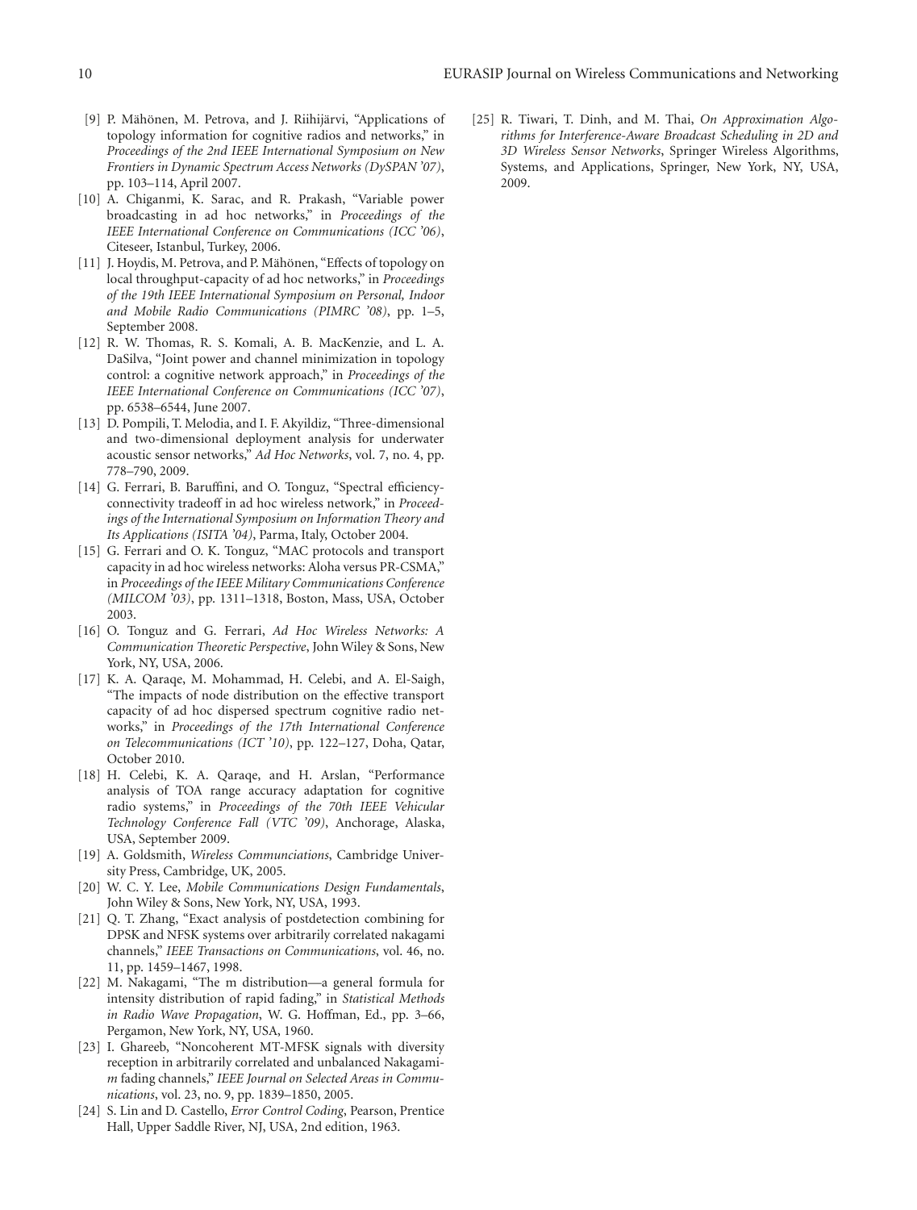[9] P. Mähönen, M. Petrova, and J. Riihijärvi, "Applications of topology information for cognitive radios and networks," in *Proceedings of the 2nd IEEE International Symposium on New Frontiers in Dynamic Spectrum Access Networks (DySPAN '07)*, pp. 103–114, April 2007.

[10] A. Chiganmi, K. Sarac, and R. Prakash, "Variable power broadcasting in ad hoc networks," in *Proceedings of the IEEE International Conference on Communications (ICC '06)*, Citeseer, Istanbul, Turkey, 2006.

[11] J. Hoydis, M. Petrova, and P. Mähönen, "Effects of topology on local throughput-capacity of ad hoc networks," in *Proceedings of the 19th IEEE International Symposium on Personal, Indoor and Mobile Radio Communications (PIMRC '08)*, pp. 1–5, September 2008.

[12] R. W. Thomas, R. S. Komali, A. B. MacKenzie, and L. A. DaSilva, "Joint power and channel minimization in topology control: a cognitive network approach," in *Proceedings of the IEEE International Conference on Communications (ICC '07)*, pp. 6538–6544, June 2007.

[13] D. Pompili, T. Melodia, and I. F. Akyildiz, "Three-dimensional and two-dimensional deployment analysis for underwater acoustic sensor networks," *Ad Hoc Networks*, vol. 7, no. 4, pp. 778–790, 2009.

[14] G. Ferrari, B. Baruffini, and O. Tonguz, "Spectral efficiency-connectivity tradeoff in ad hoc wireless network," in *Proceedings of the International Symposium on Information Theory and Its Applications (ISITA '04)*, Parma, Italy, October 2004.

[15] G. Ferrari and O. K. Tonguz, "MAC protocols and transport capacity in ad hoc wireless networks: Aloha versus PR-CSMA," in *Proceedings of the IEEE Military Communications Conference (MILCOM '03)*, pp. 1311–1318, Boston, Mass, USA, October 2003.

[16] O. Tonguz and G. Ferrari, *Ad Hoc Wireless Networks: A Communication Theoretic Perspective*, John Wiley & Sons, New York, NY, USA, 2006.

[17] K. A. Qaraqe, M. Mohammad, H. Celebi, and A. El-Saigh, "The impacts of node distribution on the effective transport capacity of ad hoc dispersed spectrum cognitive radio networks," in *Proceedings of the 17th International Conference on Telecommunications (ICT '10)*, pp. 122–127, Doha, Qatar, October 2010.

[18] H. Celebi, K. A. Qaraqe, and H. Arslan, "Performance analysis of TOA range accuracy adaptation for cognitive radio systems," in *Proceedings of the 70th IEEE Vehicular Technology Conference Fall (VTC '09)*, Anchorage, Alaska, USA, September 2009.

[19] A. Goldsmith, *Wireless Communciations*, Cambridge University Press, Cambridge, UK, 2005.

[20] W. C. Y. Lee, *Mobile Communications Design Fundamentals*, John Wiley & Sons, New York, NY, USA, 1993.

[21] Q. T. Zhang, "Exact analysis of postdetection combining for DPSK and NFSK systems over arbitrarily correlated nakagami channels," *IEEE Transactions on Communications*, vol. 46, no. 11, pp. 1459–1467, 1998.

[22] M. Nakagami, "The m distribution—a general formula for intensity distribution of rapid fading," in *Statistical Methods in Radio Wave Propagation*, W. G. Hoffman, Ed., pp. 3–66, Pergamon, New York, NY, USA, 1960.

[23] I. Ghareeb, "Noncoherent MT-MFSK signals with diversity reception in arbitrarily correlated and unbalanced Nakagami-*m* fading channels," *IEEE Journal on Selected Areas in Communications*, vol. 23, no. 9, pp. 1839–1850, 2005.

[24] S. Lin and D. Castello, *Error Control Coding*, Pearson, Prentice Hall, Upper Saddle River, NJ, USA, 2nd edition, 1963.

[25] R. Tiwari, T. Dinh, and M. Thai, *On Approximation Algorithms for Interference-Aware Broadcast Scheduling in 2D and 3D Wireless Sensor Networks*, Springer Wireless Algorithms, Systems, and Applications, Springer, New York, NY, USA, 2009.